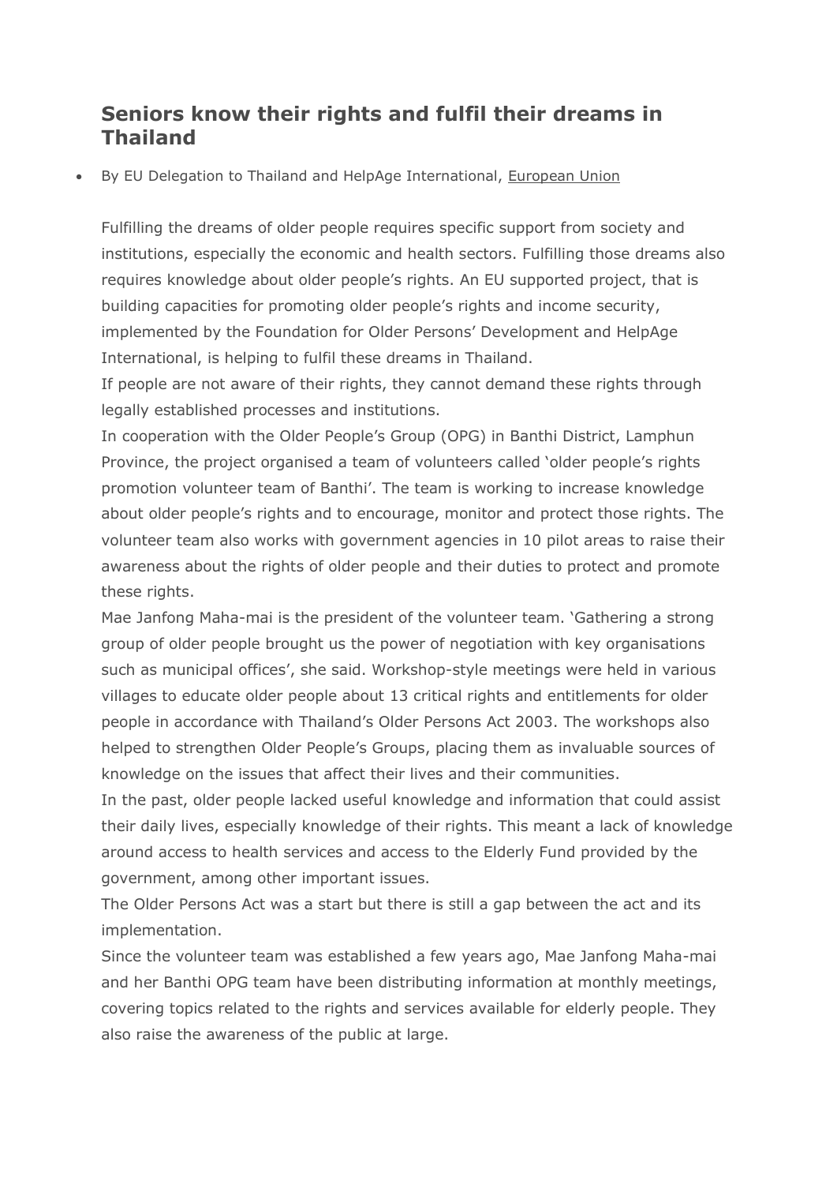# Seniors know their rights and fulfil their dreams in Thailand

- By EU Delegation to Thailand and HelpAge International, European Union

Fulfilling the dreams of older people requires specific support from society and institutions, especially the economic and health sectors. Fulfilling those dreams also requires knowledge about older people's rights. An EU supported project, that is building capacities for promoting older people's rights and income security, implemented by the Foundation for Older Persons' Development and HelpAge International, is helping to fulfil these dreams in Thailand.

If people are not aware of their rights, they cannot demand these rights through legally established processes and institutions.

In cooperation with the Older People's Group (OPG) in Banthi District, Lamphun Province, the project organised a team of volunteers called 'older people's rights promotion volunteer team of Banthi'. The team is working to increase knowledge about older people's rights and to encourage, monitor and protect those rights. The volunteer team also works with government agencies in 10 pilot areas to raise their awareness about the rights of older people and their duties to protect and promote these rights.

Mae Janfong Maha-mai is the president of the volunteer team. 'Gathering a strong group of older people brought us the power of negotiation with key organisations such as municipal offices', she said. Workshop-style meetings were held in various villages to educate older people about 13 critical rights and entitlements for older people in accordance with Thailand's Older Persons Act 2003. The workshops also helped to strengthen Older People's Groups, placing them as invaluable sources of knowledge on the issues that affect their lives and their communities.

In the past, older people lacked useful knowledge and information that could assist their daily lives, especially knowledge of their rights. This meant a lack of knowledge around access to health services and access to the Elderly Fund provided by the government, among other important issues.

The Older Persons Act was a start but there is still a gap between the act and its implementation.

Since the volunteer team was established a few years ago, Mae Janfong Maha-mai and her Banthi OPG team have been distributing information at monthly meetings, covering topics related to the rights and services available for elderly people. They also raise the awareness of the public at large.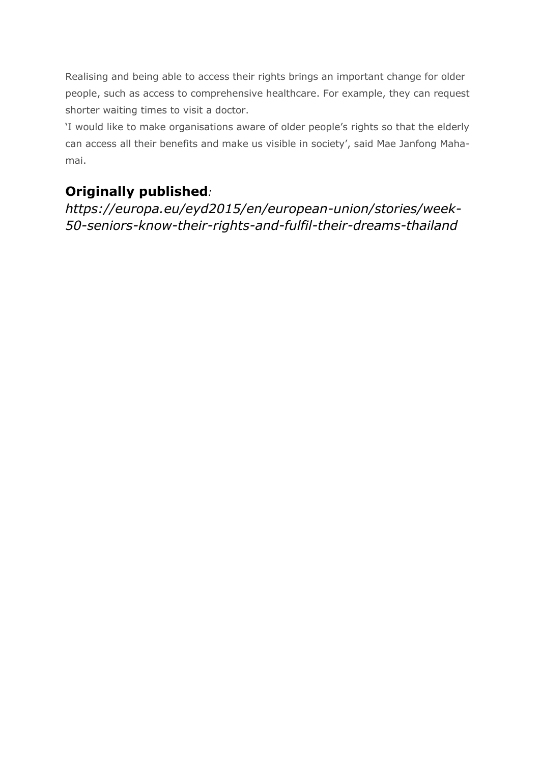Realising and being able to access their rights brings an important change for older people, such as access to comprehensive healthcare. For example, they can request shorter waiting times to visit a doctor.

'I would like to make organisations aware of older people's rights so that the elderly can access all their benefits and make us visible in society', said Mae Janfong Mahamai.

## **Originally published***:*

*https://europa.eu/eyd2015/en/european-union/stories/week-50-seniors-know-their-rights-and-fulfil-their-dreams-thailand*